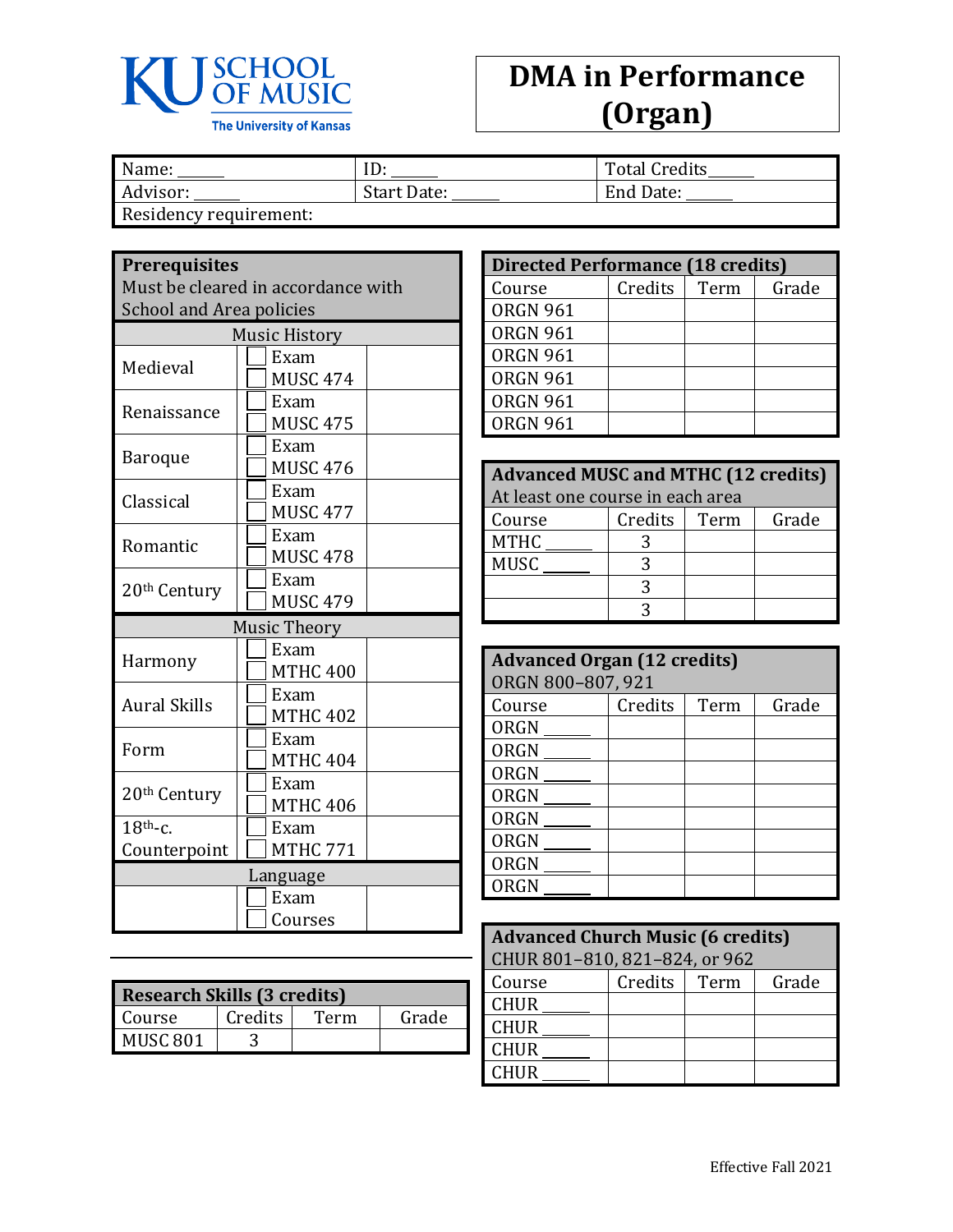KU SCHOOL OF MUSIC
The University of Kansas

# DMA in Performance (Organ)

| Name: ______ | ID: ______ | Total Credits______ |
|---|---|---|
| Advisor: ______ | Start Date: ______ | End Date: ______ |
| Residency requirement: | | |

| **Prerequisites** Must be cleared in accordance with School and Area policies | | |
|---|---|---|
| Music History | | |
| Medieval | ☐ Exam ☐ MUSC 474 | |
| Renaissance | ☐ Exam ☐ MUSC 475 | |
| Baroque | ☐ Exam ☐ MUSC 476 | |
| Classical | ☐ Exam ☐ MUSC 477 | |
| Romantic | ☐ Exam ☐ MUSC 478 | |
| 20th Century | ☐ Exam ☐ MUSC 479 | |
| Music Theory | | |
| Harmony | ☐ Exam ☐ MTHC 400 | |
| Aural Skills | ☐ Exam ☐ MTHC 402 | |
| Form | ☐ Exam ☐ MTHC 404 | |
| 20th Century | ☐ Exam ☐ MTHC 406 | |
| 18th-c. Counterpoint | ☐ Exam ☐ MTHC 771 | |
| Language | | |
| | ☐ Exam ☐ Courses | |

| **Research Skills (3 credits)** | | | |
|---|---|---|---|
| Course | Credits | Term | Grade |
| MUSC 801 | 3 | | |

| **Directed Performance (18 credits)** | | | |
|---|---|---|---|
| Course | Credits | Term | Grade |
| ORGN 961 | | | |
| ORGN 961 | | | |
| ORGN 961 | | | |
| ORGN 961 | | | |
| ORGN 961 | | | |
| ORGN 961 | | | |

| **Advanced MUSC and MTHC (12 credits)** At least one course in each area | | | |
|---|---|---|---|
| Course | Credits | Term | Grade |
| MTHC ______ | 3 | | |
| MUSC ______ | 3 | | |
| | 3 | | |
| | 3 | | |

| **Advanced Organ (12 credits)** ORGN 800–807, 921 | | | |
|---|---|---|---|
| Course | Credits | Term | Grade |
| ORGN ______ | | | |
| ORGN ______ | | | |
| ORGN ______ | | | |
| ORGN ______ | | | |
| ORGN ______ | | | |
| ORGN ______ | | | |
| ORGN ______ | | | |
| ORGN ______ | | | |

| **Advanced Church Music (6 credits)** CHUR 801–810, 821–824, or 962 | | | |
|---|---|---|---|
| Course | Credits | Term | Grade |
| CHUR ______ | | | |
| CHUR ______ | | | |
| CHUR ______ | | | |
| CHUR ______ | | | |

Effective Fall 2021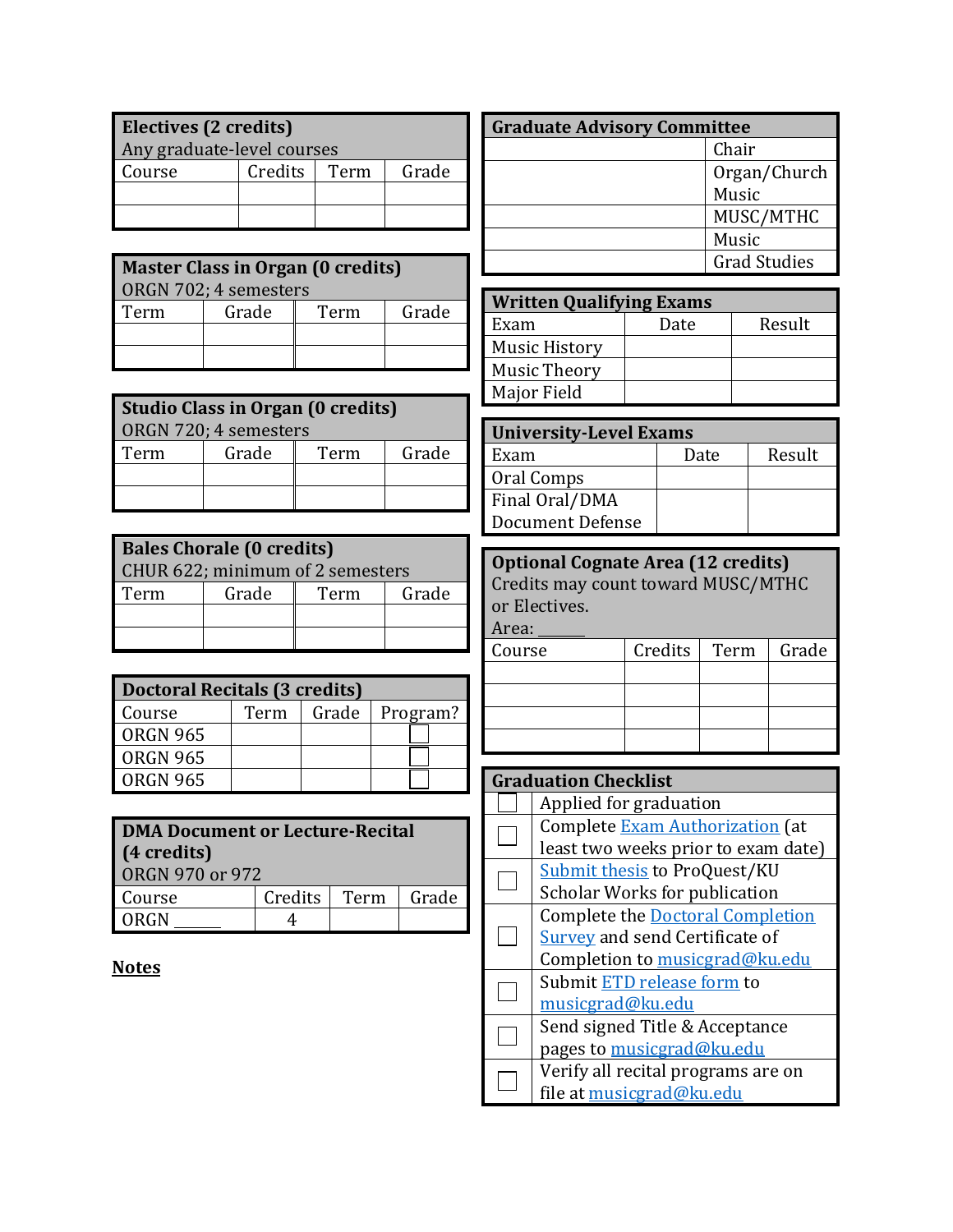| Electives (2 credits) | | | |
|---|---|---|---|
| Any graduate-level courses | | | |
| Course | Credits | Term | Grade |
| | | | |
| | | | |

| Master Class in Organ (0 credits) | | | |
|---|---|---|---|
| ORGN 702; 4 semesters | | | |
| Term | Grade | Term | Grade |
| | | | |
| | | | |

| Studio Class in Organ (0 credits) | | | |
|---|---|---|---|
| ORGN 720; 4 semesters | | | |
| Term | Grade | Term | Grade |
| | | | |
| | | | |

| Bales Chorale (0 credits) | | | |
|---|---|---|---|
| CHUR 622; minimum of 2 semesters | | | |
| Term | Grade | Term | Grade |
| | | | |
| | | | |

| Doctoral Recitals (3 credits) | | | |
|---|---|---|---|
| Course | Term | Grade | Program? |
| ORGN 965 | | | ☐ |
| ORGN 965 | | | ☐ |
| ORGN 965 | | | ☐ |

| DMA Document or Lecture-Recital (4 credits) | | | |
|---|---|---|---|
| ORGN 970 or 972 | | | |
| Course | Credits | Term | Grade |
| ORGN ______ | 4 | | |

**Notes**

| Graduate Advisory Committee | |
|---|---|
| | Chair |
| | Organ/Church Music |
| | MUSC/MTHC |
| | Music |
| | Grad Studies |

| Written Qualifying Exams | | |
|---|---|---|
| Exam | Date | Result |
| Music History | | |
| Music Theory | | |
| Major Field | | |

| University-Level Exams | | |
|---|---|---|
| Exam | Date | Result |
| Oral Comps | | |
| Final Oral/DMA Document Defense | | |

| Optional Cognate Area (12 credits) | | | |
|---|---|---|---|
| Credits may count toward MUSC/MTHC or Electives. Area: ______ | | | |
| Course | Credits | Term | Grade |
| | | | |
| | | | |
| | | | |
| | | | |

| Graduation Checklist | |
|---|---|
| ☐ | Applied for graduation |
| ☐ | Complete Exam Authorization (at least two weeks prior to exam date) |
| ☐ | Submit thesis to ProQuest/KU Scholar Works for publication |
| ☐ | Complete the Doctoral Completion Survey and send Certificate of Completion to musicgrad@ku.edu |
| ☐ | Submit ETD release form to musicgrad@ku.edu |
| ☐ | Send signed Title & Acceptance pages to musicgrad@ku.edu |
| ☐ | Verify all recital programs are on file at musicgrad@ku.edu |